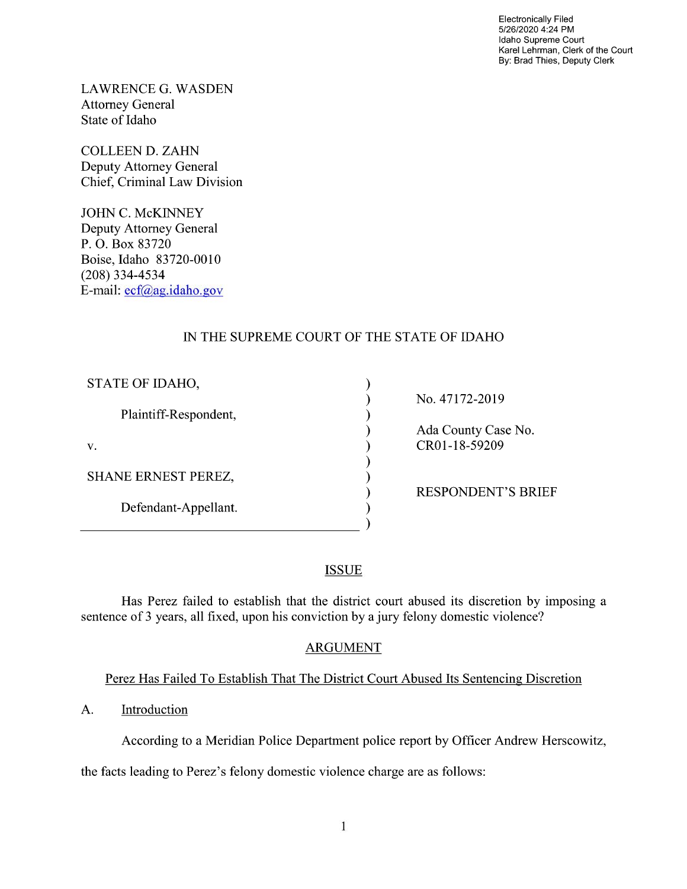Electronically Filed
5/26/2020 4:24 PM
Idaho Supreme Court
Karel Lehrman, Clerk of the Court
By: Brad Thies, Deputy Clerk

LAWRENCE G. WASDEN
Attorney General
State of Idaho

COLLEEN D. ZAHN
Deputy Attorney General
Chief, Criminal Law Division

JOHN C. McKINNEY
Deputy Attorney General
P. O. Box 83720
Boise, Idaho 83720-0010
(208) 334-4534
E-mail: ecf@ag.idaho.gov

IN THE SUPREME COURT OF THE STATE OF IDAHO

| | |
|---|---|
| STATE OF IDAHO,<br><br>Plaintiff-Respondent,<br><br>v.<br><br>SHANE ERNEST PEREZ,<br><br>Defendant-Appellant. | No. 47172-2019<br><br>Ada County Case No. CR01-18-59209<br><br>RESPONDENT'S BRIEF |

## ISSUE

Has Perez failed to establish that the district court abused its discretion by imposing a sentence of 3 years, all fixed, upon his conviction by a jury felony domestic violence?

## ARGUMENT

### Perez Has Failed To Establish That The District Court Abused Its Sentencing Discretion

A. Introduction

According to a Meridian Police Department police report by Officer Andrew Herscowitz, the facts leading to Perez's felony domestic violence charge are as follows: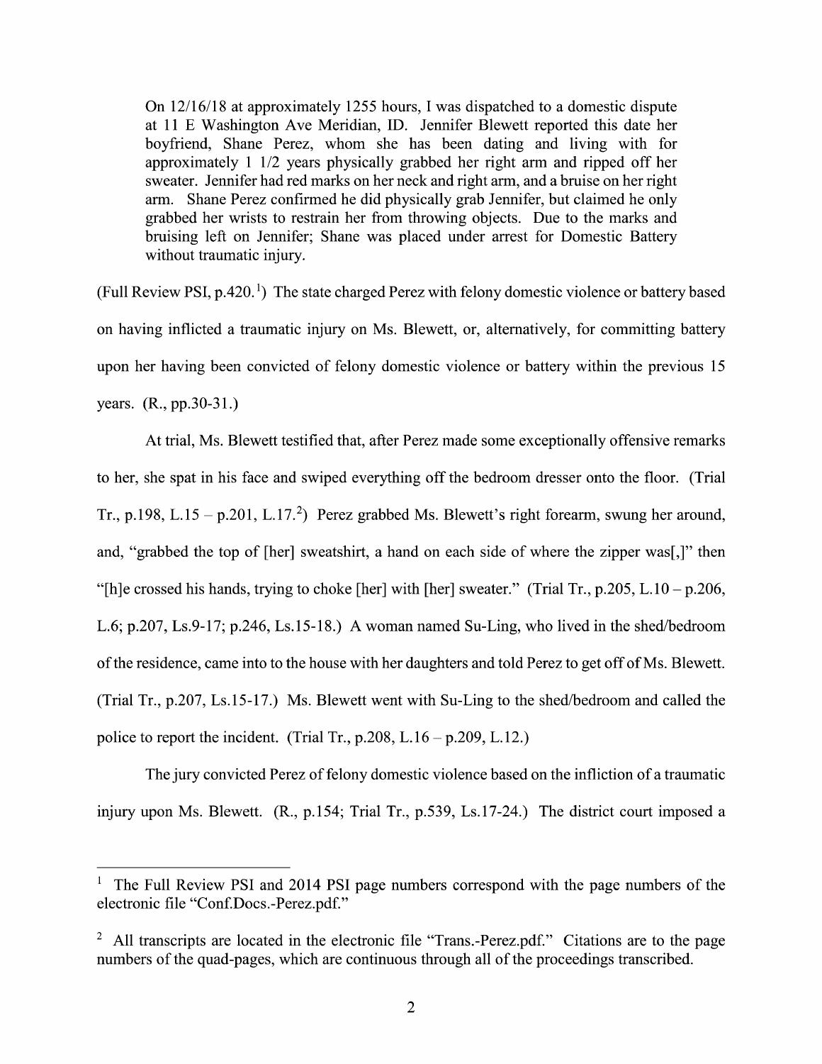> On 12/16/18 at approximately 1255 hours, I was dispatched to a domestic dispute at 11 E Washington Ave Meridian, ID. Jennifer Blewett reported this date her boyfriend, Shane Perez, whom she has been dating and living with for approximately 1 1/2 years physically grabbed her right arm and ripped off her sweater. Jennifer had red marks on her neck and right arm, and a bruise on her right arm. Shane Perez confirmed he did physically grab Jennifer, but claimed he only grabbed her wrists to restrain her from throwing objects. Due to the marks and bruising left on Jennifer; Shane was placed under arrest for Domestic Battery without traumatic injury.

(Full Review PSI, p.420.[1]) The state charged Perez with felony domestic violence or battery based on having inflicted a traumatic injury on Ms. Blewett, or, alternatively, for committing battery upon her having been convicted of felony domestic violence or battery within the previous 15 years. (R., pp.30-31.)

At trial, Ms. Blewett testified that, after Perez made some exceptionally offensive remarks to her, she spat in his face and swiped everything off the bedroom dresser onto the floor. (Trial Tr., p.198, L.15 – p.201, L.17.[2]) Perez grabbed Ms. Blewett's right forearm, swung her around, and, "grabbed the top of [her] sweatshirt, a hand on each side of where the zipper was[,]" then "[h]e crossed his hands, trying to choke [her] with [her] sweater." (Trial Tr., p.205, L.10 – p.206, L.6; p.207, Ls.9-17; p.246, Ls.15-18.) A woman named Su-Ling, who lived in the shed/bedroom of the residence, came into to the house with her daughters and told Perez to get off of Ms. Blewett. (Trial Tr., p.207, Ls.15-17.) Ms. Blewett went with Su-Ling to the shed/bedroom and called the police to report the incident. (Trial Tr., p.208, L.16 – p.209, L.12.)

The jury convicted Perez of felony domestic violence based on the infliction of a traumatic injury upon Ms. Blewett. (R., p.154; Trial Tr., p.539, Ls.17-24.) The district court imposed a

---

[1] The Full Review PSI and 2014 PSI page numbers correspond with the page numbers of the electronic file "Conf.Docs.-Perez.pdf."

[2] All transcripts are located in the electronic file "Trans.-Perez.pdf." Citations are to the page numbers of the quad-pages, which are continuous through all of the proceedings transcribed.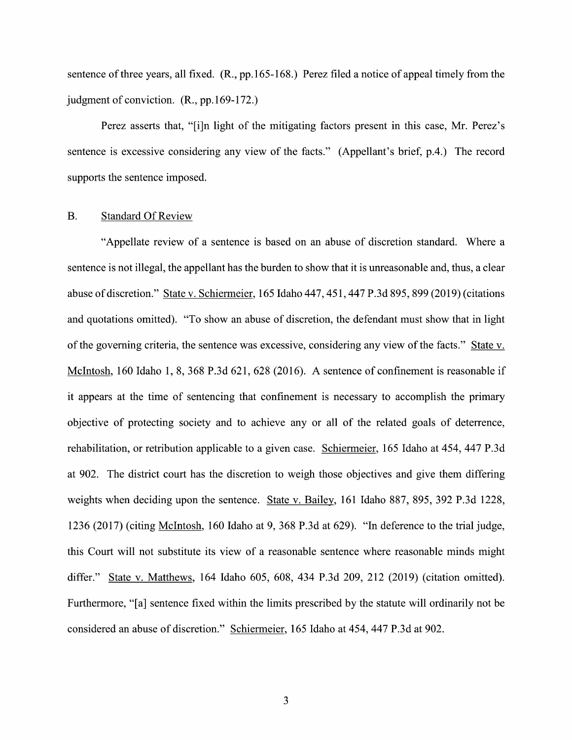sentence of three years, all fixed. (R., pp.165-168.) Perez filed a notice of appeal timely from the judgment of conviction. (R., pp.169-172.)

Perez asserts that, "[i]n light of the mitigating factors present in this case, Mr. Perez's sentence is excessive considering any view of the facts." (Appellant's brief, p.4.) The record supports the sentence imposed.

## B. Standard Of Review

"Appellate review of a sentence is based on an abuse of discretion standard. Where a sentence is not illegal, the appellant has the burden to show that it is unreasonable and, thus, a clear abuse of discretion." State v. Schiermeier, 165 Idaho 447, 451, 447 P.3d 895, 899 (2019) (citations and quotations omitted). "To show an abuse of discretion, the defendant must show that in light of the governing criteria, the sentence was excessive, considering any view of the facts." State v. McIntosh, 160 Idaho 1, 8, 368 P.3d 621, 628 (2016). A sentence of confinement is reasonable if it appears at the time of sentencing that confinement is necessary to accomplish the primary objective of protecting society and to achieve any or all of the related goals of deterrence, rehabilitation, or retribution applicable to a given case. Schiermeier, 165 Idaho at 454, 447 P.3d at 902. The district court has the discretion to weigh those objectives and give them differing weights when deciding upon the sentence. State v. Bailey, 161 Idaho 887, 895, 392 P.3d 1228, 1236 (2017) (citing McIntosh, 160 Idaho at 9, 368 P.3d at 629). "In deference to the trial judge, this Court will not substitute its view of a reasonable sentence where reasonable minds might differ." State v. Matthews, 164 Idaho 605, 608, 434 P.3d 209, 212 (2019) (citation omitted). Furthermore, "[a] sentence fixed within the limits prescribed by the statute will ordinarily not be considered an abuse of discretion." Schiermeier, 165 Idaho at 454, 447 P.3d at 902.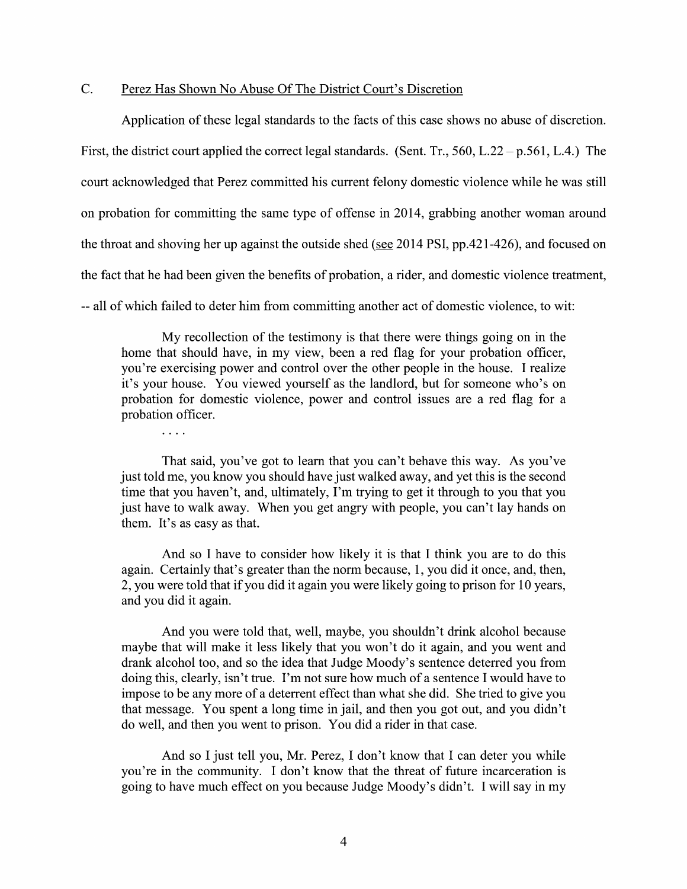### C. Perez Has Shown No Abuse Of The District Court's Discretion

Application of these legal standards to the facts of this case shows no abuse of discretion. First, the district court applied the correct legal standards. (Sent. Tr., 560, L.22 – p.561, L.4.) The court acknowledged that Perez committed his current felony domestic violence while he was still on probation for committing the same type of offense in 2014, grabbing another woman around the throat and shoving her up against the outside shed (see 2014 PSI, pp.421-426), and focused on the fact that he had been given the benefits of probation, a rider, and domestic violence treatment, -- all of which failed to deter him from committing another act of domestic violence, to wit:

> My recollection of the testimony is that there were things going on in the home that should have, in my view, been a red flag for your probation officer, you're exercising power and control over the other people in the house. I realize it's your house. You viewed yourself as the landlord, but for someone who's on probation for domestic violence, power and control issues are a red flag for a probation officer.
>
> . . . .
>
> That said, you've got to learn that you can't behave this way. As you've just told me, you know you should have just walked away, and yet this is the second time that you haven't, and, ultimately, I'm trying to get it through to you that you just have to walk away. When you get angry with people, you can't lay hands on them. It's as easy as that.
>
> And so I have to consider how likely it is that I think you are to do this again. Certainly that's greater than the norm because, 1, you did it once, and, then, 2, you were told that if you did it again you were likely going to prison for 10 years, and you did it again.
>
> And you were told that, well, maybe, you shouldn't drink alcohol because maybe that will make it less likely that you won't do it again, and you went and drank alcohol too, and so the idea that Judge Moody's sentence deterred you from doing this, clearly, isn't true. I'm not sure how much of a sentence I would have to impose to be any more of a deterrent effect than what she did. She tried to give you that message. You spent a long time in jail, and then you got out, and you didn't do well, and then you went to prison. You did a rider in that case.
>
> And so I just tell you, Mr. Perez, I don't know that I can deter you while you're in the community. I don't know that the threat of future incarceration is going to have much effect on you because Judge Moody's didn't. I will say in my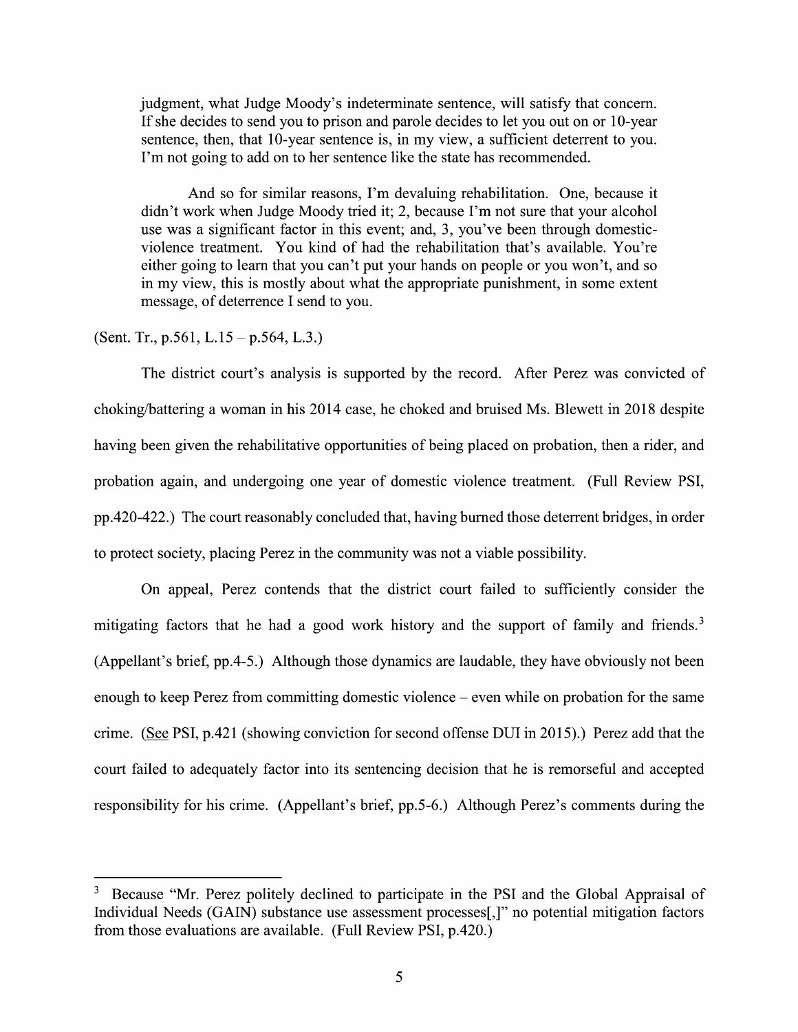> judgment, what Judge Moody's indeterminate sentence, will satisfy that concern. If she decides to send you to prison and parole decides to let you out on or 10-year sentence, then, that 10-year sentence is, in my view, a sufficient deterrent to you. I'm not going to add on to her sentence like the state has recommended.
>
> And so for similar reasons, I'm devaluing rehabilitation. One, because it didn't work when Judge Moody tried it; 2, because I'm not sure that your alcohol use was a significant factor in this event; and, 3, you've been through domestic-violence treatment. You kind of had the rehabilitation that's available. You're either going to learn that you can't put your hands on people or you won't, and so in my view, this is mostly about what the appropriate punishment, in some extent message, of deterrence I send to you.

(Sent. Tr., p.561, L.15 – p.564, L.3.)

The district court's analysis is supported by the record. After Perez was convicted of choking/battering a woman in his 2014 case, he choked and bruised Ms. Blewett in 2018 despite having been given the rehabilitative opportunities of being placed on probation, then a rider, and probation again, and undergoing one year of domestic violence treatment. (Full Review PSI, pp.420-422.) The court reasonably concluded that, having burned those deterrent bridges, in order to protect society, placing Perez in the community was not a viable possibility.

On appeal, Perez contends that the district court failed to sufficiently consider the mitigating factors that he had a good work history and the support of family and friends.[3] (Appellant's brief, pp.4-5.) Although those dynamics are laudable, they have obviously not been enough to keep Perez from committing domestic violence – even while on probation for the same crime. (See PSI, p.421 (showing conviction for second offense DUI in 2015).) Perez add that the court failed to adequately factor into its sentencing decision that he is remorseful and accepted responsibility for his crime. (Appellant's brief, pp.5-6.) Although Perez's comments during the

---

[3] Because "Mr. Perez politely declined to participate in the PSI and the Global Appraisal of Individual Needs (GAIN) substance use assessment processes[,]" no potential mitigation factors from those evaluations are available. (Full Review PSI, p.420.)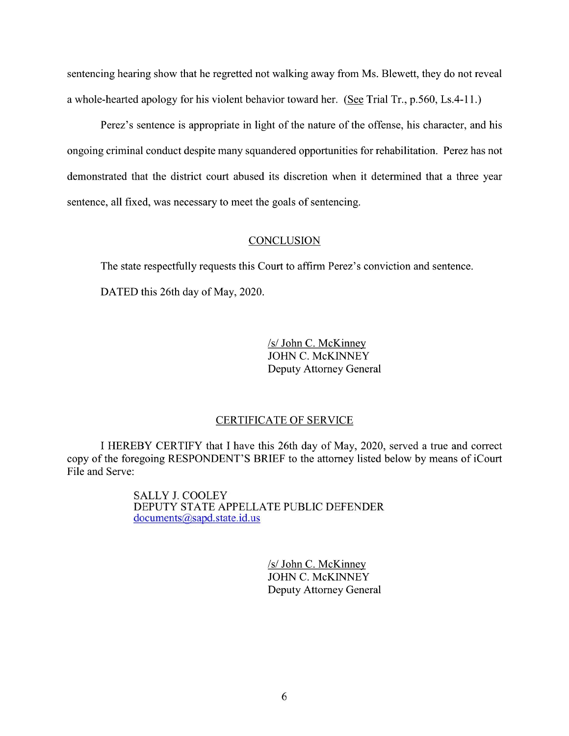sentencing hearing show that he regretted not walking away from Ms. Blewett, they do not reveal a whole-hearted apology for his violent behavior toward her. (See Trial Tr., p.560, Ls.4-11.)

Perez's sentence is appropriate in light of the nature of the offense, his character, and his ongoing criminal conduct despite many squandered opportunities for rehabilitation. Perez has not demonstrated that the district court abused its discretion when it determined that a three year sentence, all fixed, was necessary to meet the goals of sentencing.

## CONCLUSION

The state respectfully requests this Court to affirm Perez's conviction and sentence.

DATED this 26th day of May, 2020.

/s/ John C. McKinney
JOHN C. McKINNEY
Deputy Attorney General

## CERTIFICATE OF SERVICE

I HEREBY CERTIFY that I have this 26th day of May, 2020, served a true and correct copy of the foregoing RESPONDENT'S BRIEF to the attorney listed below by means of iCourt File and Serve:

SALLY J. COOLEY
DEPUTY STATE APPELLATE PUBLIC DEFENDER
documents@sapd.state.id.us

/s/ John C. McKinney
JOHN C. McKINNEY
Deputy Attorney General